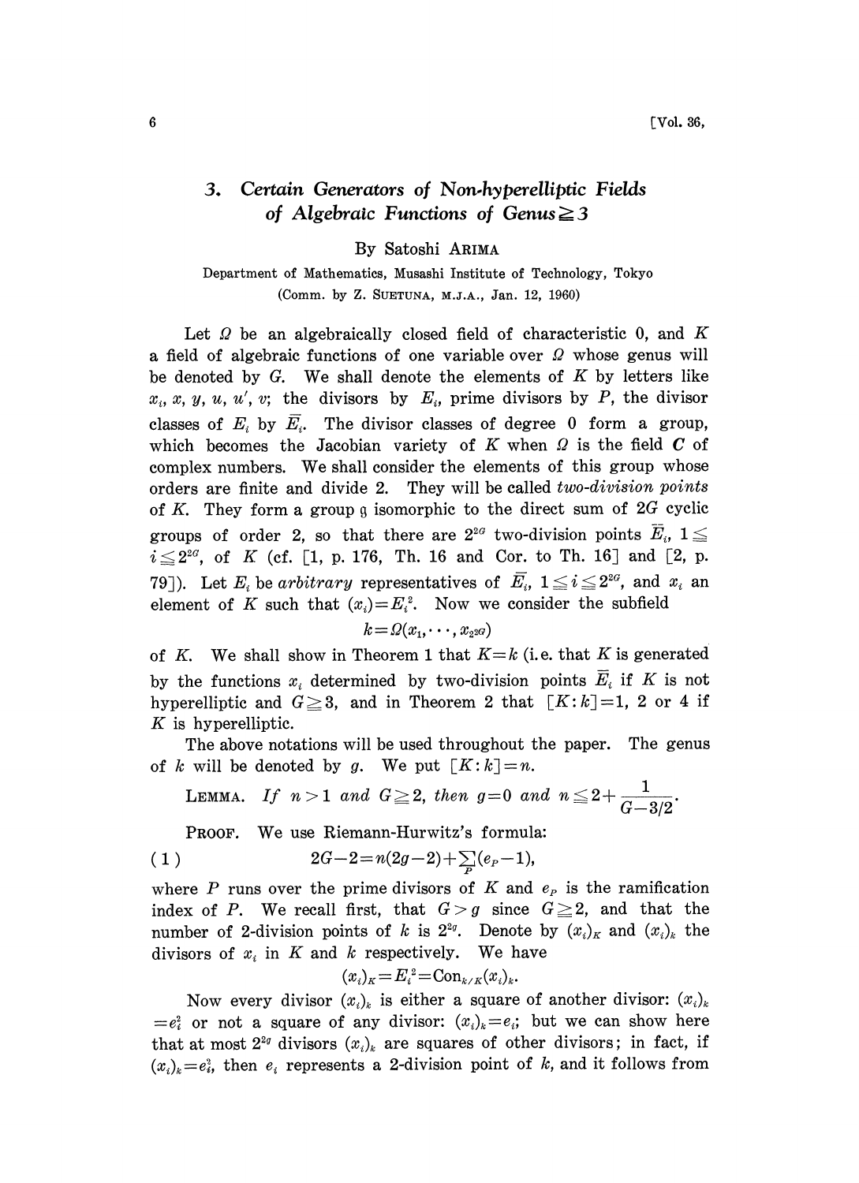# 3. Certain Generators of Non-hyperelliptic Fields of Algebraic Functions of Genus $\geqq 3$

By Satoshi ARIMA

Department of Mathematics, Musashi Institute of Technology, Tokyo

(Comm. by Z. SUETUNA, M.J.A., Jan. 12, 1960)

Let $\Omega$ be an algebraically closed field of characteristic 0, and $K$ a field of algebraic functions of one variable over $\Omega$ whose genus will be denoted by $G$. We shall denote the elements of $K$ by letters like $x_i$, $x$, $y$, $u$, $u'$, $v$; the divisors by $E_i$, prime divisors by $P$, the divisor classes of $E_i$ by $\bar{E}_i$. The divisor classes of degree 0 form a group, which becomes the Jacobian variety of $K$ when $\Omega$ is the field $\boldsymbol{C}$ of complex numbers. We shall consider the elements of this group whose orders are finite and divide 2. They will be called *two-division points* of $K$. They form a group $\mathfrak{g}$ isomorphic to the direct sum of $2G$ cyclic groups of order 2, so that there are $2^{2G}$ two-division points $\bar{E}_i$, $1 \leqq i \leqq 2^{2G}$, of $K$ (cf. [1, p. 176, Th. 16 and Cor. to Th. 16] and [2, p. 79]). Let $E_i$ be *arbitrary* representatives of $\bar{E}_i$, $1 \leqq i \leqq 2^{2G}$, and $x_i$ an element of $K$ such that $(x_i) = E_i^2$. Now we consider the subfield

$$k = \Omega(x_1, \cdots, x_{2^{2G}})$$

of $K$. We shall show in Theorem 1 that $K = k$ (i.e. that $K$ is generated by the functions $x_i$ determined by two-division points $\bar{E}_i$ if $K$ is not hyperelliptic and $G \geqq 3$, and in Theorem 2 that $[K : k] = 1$, 2 or 4 if $K$ is hyperelliptic.

The above notations will be used throughout the paper. The genus of $k$ will be denoted by $g$. We put $[K : k] = n$.

LEMMA. *If $n > 1$ and $G \geqq 2$, then $g = 0$ and $n \leqq 2 + \dfrac{1}{G - 3/2}$.*

PROOF. We use Riemann-Hurwitz's formula:

$$2G - 2 = n(2g - 2) + \sum_P (e_P - 1), \tag{1}$$

where $P$ runs over the prime divisors of $K$ and $e_P$ is the ramification index of $P$. We recall first, that $G > g$ since $G \geqq 2$, and that the number of 2-division points of $k$ is $2^{2g}$. Denote by $(x_i)_K$ and $(x_i)_k$ the divisors of $x_i$ in $K$ and $k$ respectively. We have

$$(x_i)_K = E_i^2 = \mathrm{Con}_{k/K}(x_i)_k.$$

Now every divisor $(x_i)_k$ is either a square of another divisor: $(x_i)_k = e_i^2$ or not a square of any divisor: $(x_i)_k = e_i$; but we can show here that at most $2^{2g}$ divisors $(x_i)_k$ are squares of other divisors; in fact, if $(x_i)_k = e_i^2$, then $e_i$ represents a 2-division point of $k$, and it follows from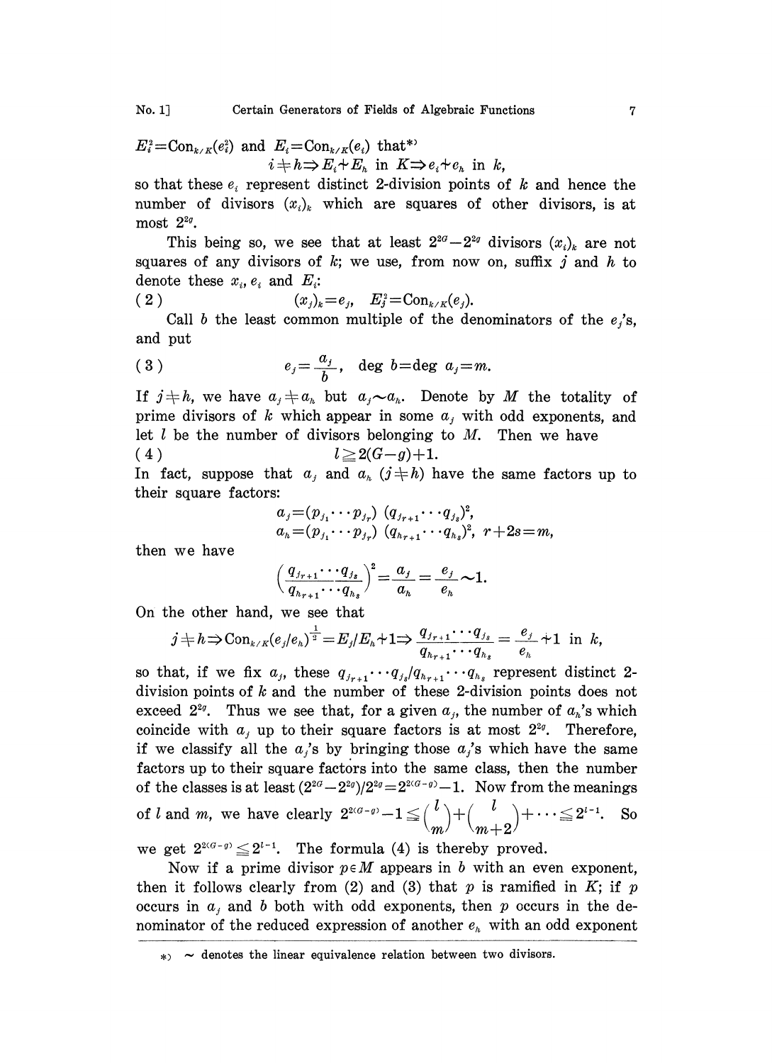$E_i^2 = \mathrm{Con}_{k/K}(e_i^2)$ and $E_i = \mathrm{Con}_{k/K}(e_i)$ that*)

$$i \neq h \Rightarrow E_i \neq E_h \text{ in } K \Rightarrow e_i \neq e_h \text{ in } k,$$

so that these $e_i$ represent distinct 2-division points of $k$ and hence the number of divisors $(x_i)_k$ which are squares of other divisors, is at most $2^{2g}$.

This being so, we see that at least $2^{2G} - 2^{2g}$ divisors $(x_i)_k$ are not squares of any divisors of $k$; we use, from now on, suffix $j$ and $h$ to denote these $x_i$, $e_i$ and $E_i$:

$$(2) \qquad (x_j)_k = e_j, \quad E_j^2 = \mathrm{Con}_{k/K}(e_j).$$

Call $b$ the least common multiple of the denominators of the $e_j$'s, and put

$$(3) \qquad e_j = \frac{a_j}{b}, \quad \deg b = \deg a_j = m.$$

If $j \neq h$, we have $a_j \neq a_h$ but $a_j \sim a_h$. Denote by $M$ the totality of prime divisors of $k$ which appear in some $a_j$ with odd exponents, and let $l$ be the number of divisors belonging to $M$. Then we have

$$(4) \qquad l \geqq 2(G-g)+1.$$

In fact, suppose that $a_j$ and $a_h$ $(j \neq h)$ have the same factors up to their square factors:

$$a_j = (p_{j_1} \cdots p_{j_r})\,(q_{j_{r+1}} \cdots q_{j_s})^2,$$
$$a_h = (p_{j_1} \cdots p_{j_r})\,(q_{h_{r+1}} \cdots q_{h_s})^2, \quad r+2s = m,$$

then we have

$$\left(\frac{q_{j_{r+1}} \cdots q_{j_s}}{q_{h_{r+1}} \cdots q_{h_s}}\right)^2 = \frac{a_j}{a_h} = \frac{e_j}{e_h} \sim 1.$$

On the other hand, we see that

$$j \neq h \Rightarrow \mathrm{Con}_{k/K}(e_j/e_h)^{\frac{1}{2}} = E_j/E_h \neq 1 \Rightarrow \frac{q_{j_{r+1}} \cdots q_{j_s}}{q_{h_{r+1}} \cdots q_{h_s}} = \frac{e_j}{e_h} \neq 1 \text{ in } k,$$

so that, if we fix $a_j$, these $q_{j_{r+1}} \cdots q_{j_s}/q_{h_{r+1}} \cdots q_{h_s}$ represent distinct 2-division points of $k$ and the number of these 2-division points does not exceed $2^{2g}$. Thus we see that, for a given $a_j$, the number of $a_h$'s which coincide with $a_j$ up to their square factors is at most $2^{2g}$. Therefore, if we classify all the $a_j$'s by bringing those $a_j$'s which have the same factors up to their square factors into the same class, then the number of the classes is at least $(2^{2G} - 2^{2g})/2^{2g} = 2^{2(G-g)} - 1$. Now from the meanings of $l$ and $m$, we have clearly $2^{2(G-g)} - 1 \leqq \binom{l}{m} + \binom{l}{m+2} + \cdots \leqq 2^{l-1}$. So we get $2^{2(G-g)} \leqq 2^{l-1}$. The formula (4) is thereby proved.

Now if a prime divisor $p \in M$ appears in $b$ with an even exponent, then it follows clearly from (2) and (3) that $p$ is ramified in $K$; if $p$ occurs in $a_j$ and $b$ both with odd exponents, then $p$ occurs in the denominator of the reduced expression of another $e_h$ with an odd exponent

---

*) $\sim$ denotes the linear equivalence relation between two divisors.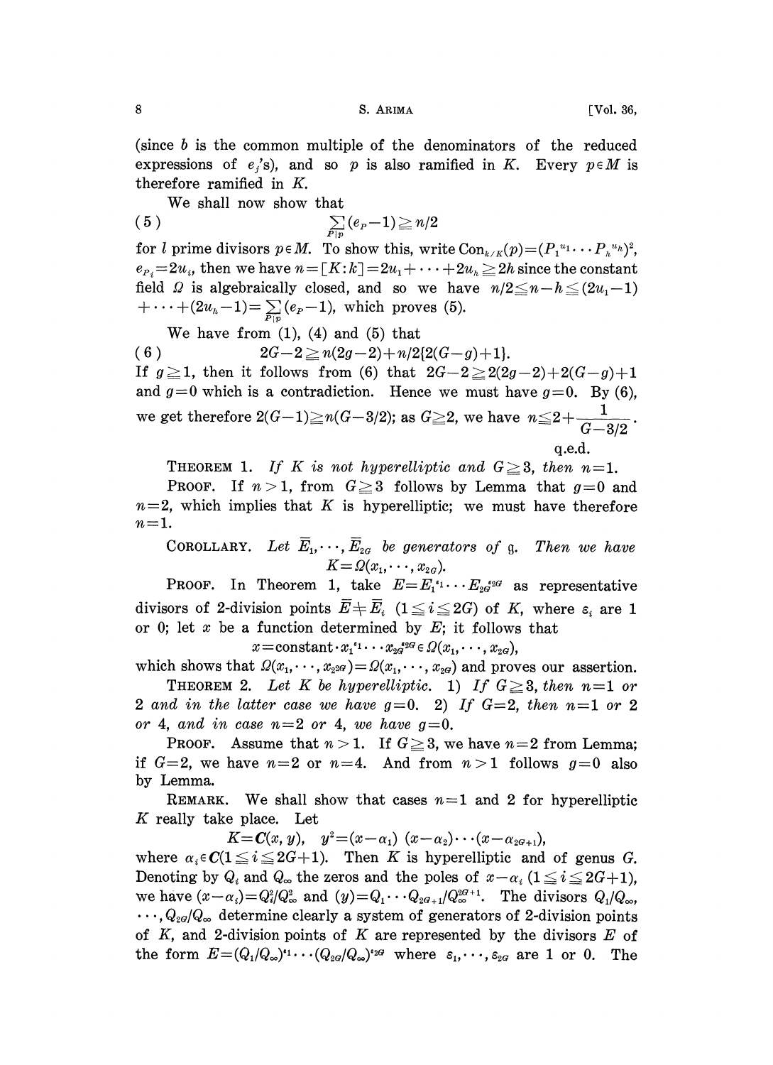(since $b$ is the common multiple of the denominators of the reduced expressions of $e_j$'s), and so $p$ is also ramified in $K$. Every $p \in M$ is therefore ramified in $K$.

We shall now show that

$$(5) \qquad \sum_{P|p} (e_P - 1) \geqq n/2$$

for $l$ prime divisors $p \in M$. To show this, write $\mathrm{Con}_{k/K}(p) = (P_1^{u_1} \cdots P_h^{u_h})^2$, $e_{P_i} = 2u_i$, then we have $n = [K:k] = 2u_1 + \cdots + 2u_h \geqq 2h$ since the constant field $\Omega$ is algebraically closed, and so we have $n/2 \leqq n - h \leqq (2u_1 - 1) + \cdots + (2u_h - 1) = \sum_{P|p} (e_P - 1)$, which proves (5).

We have from (1), (4) and (5) that

$$(6) \qquad 2G - 2 \geqq n(2g - 2) + n/2\{2(G - g) + 1\}.$$

If $g \geqq 1$, then it follows from (6) that $2G - 2 \geqq 2(2g - 2) + 2(G - g) + 1$ and $g = 0$ which is a contradiction. Hence we must have $g = 0$. By (6), we get therefore $2(G - 1) \geqq n(G - 3/2)$; as $G \geqq 2$, we have $n \leqq 2 + \dfrac{1}{G - 3/2}$.

q.e.d.

THEOREM 1. *If $K$ is not hyperelliptic and $G \geqq 3$, then $n = 1$.*

PROOF. If $n > 1$, from $G \geqq 3$ follows by Lemma that $g = 0$ and $n = 2$, which implies that $K$ is hyperelliptic; we must have therefore $n = 1$.

COROLLARY. *Let $\bar{E}_1, \cdots, \bar{E}_{2G}$ be generators of $\mathfrak{g}$. Then we have*

$$K = \Omega(x_1, \cdots, x_{2G}).$$

PROOF. In Theorem 1, take $E = E_1^{\varepsilon_1} \cdots E_{2G}^{\varepsilon_{2G}}$ as representative divisors of 2-division points $\bar{E} \neq \bar{E}_i$ $(1 \leqq i \leqq 2G)$ of $K$, where $\varepsilon_i$ are 1 or 0; let $x$ be a function determined by $E$; it follows that

$$x = \text{constant} \cdot x_1^{\varepsilon_1} \cdots x_{2G}^{\varepsilon_{2G}} \in \Omega(x_1, \cdots, x_{2G}),$$

which shows that $\Omega(x_1, \cdots, x_{2^{2G}}) = \Omega(x_1, \cdots, x_{2G})$ and proves our assertion.

THEOREM 2. *Let $K$ be hyperelliptic. 1) If $G \geqq 3$, then $n = 1$ or 2 and in the latter case we have $g = 0$. 2) If $G = 2$, then $n = 1$ or 2 or 4, and in case $n = 2$ or 4, we have $g = 0$.*

PROOF. Assume that $n > 1$. If $G \geqq 3$, we have $n = 2$ from Lemma; if $G = 2$, we have $n = 2$ or $n = 4$. And from $n > 1$ follows $g = 0$ also by Lemma.

REMARK. We shall show that cases $n = 1$ and 2 for hyperelliptic $K$ really take place. Let

$$K = \boldsymbol{C}(x, y), \quad y^2 = (x - \alpha_1)(x - \alpha_2) \cdots (x - \alpha_{2G+1}),$$

where $\alpha_i \in \boldsymbol{C}$ $(1 \leqq i \leqq 2G + 1)$. Then $K$ is hyperelliptic and of genus $G$. Denoting by $Q_i$ and $Q_\infty$ the zeros and the poles of $x - \alpha_i$ $(1 \leqq i \leqq 2G + 1)$, we have $(x - \alpha_i) = Q_i^2/Q_\infty^2$ and $(y) = Q_1 \cdots Q_{2G+1}/Q_\infty^{2G+1}$. The divisors $Q_1/Q_\infty$, $\cdots, Q_{2G}/Q_\infty$ determine clearly a system of generators of 2-division points of $K$, and 2-division points of $K$ are represented by the divisors $E$ of the form $E = (Q_1/Q_\infty)^{\varepsilon_1} \cdots (Q_{2G}/Q_\infty)^{\varepsilon_{2G}}$ where $\varepsilon_1, \cdots, \varepsilon_{2G}$ are 1 or 0. The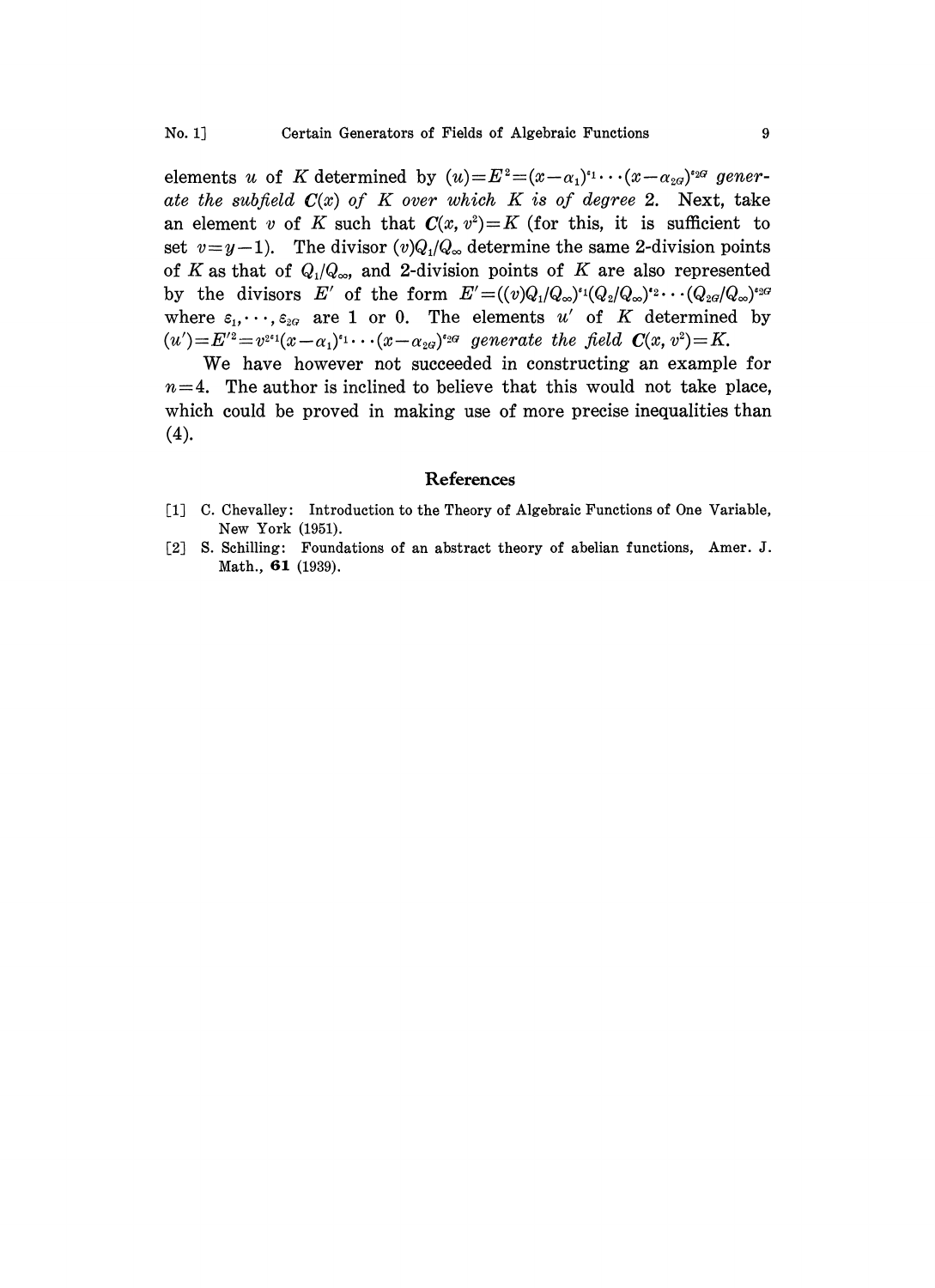elements $u$ of $K$ determined by $(u)=E^2=(x-\alpha_1)^{\varepsilon_1}\cdots(x-\alpha_{2G})^{\varepsilon_{2G}}$ *generate the subfield* $\boldsymbol{C}(x)$ *of* $K$ *over which* $K$ *is of degree* 2. Next, take an element $v$ of $K$ such that $\boldsymbol{C}(x, v^2)=K$ (for this, it is sufficient to set $v=y-1$). The divisor $(v)Q_1/Q_\infty$ determine the same 2-division points of $K$ as that of $Q_1/Q_\infty$, and 2-division points of $K$ are also represented by the divisors $E'$ of the form $E'=((v)Q_1/Q_\infty)^{\varepsilon_1}(Q_2/Q_\infty)^{\varepsilon_2}\cdots(Q_{2G}/Q_\infty)^{\varepsilon_{2G}}$ where $\varepsilon_1,\cdots,\varepsilon_{2G}$ are 1 or 0. The elements $u'$ of $K$ determined by $(u')=E'^2=v^{2\varepsilon_1}(x-\alpha_1)^{\varepsilon_1}\cdots(x-\alpha_{2G})^{\varepsilon_{2G}}$ *generate the field* $\boldsymbol{C}(x, v^2)=K$.

We have however not succeeded in constructing an example for $n=4$. The author is inclined to believe that this would not take place, which could be proved in making use of more precise inequalities than (4).

## References

[1] C. Chevalley: Introduction to the Theory of Algebraic Functions of One Variable, New York (1951).

[2] S. Schilling: Foundations of an abstract theory of abelian functions, Amer. J. Math., **61** (1939).